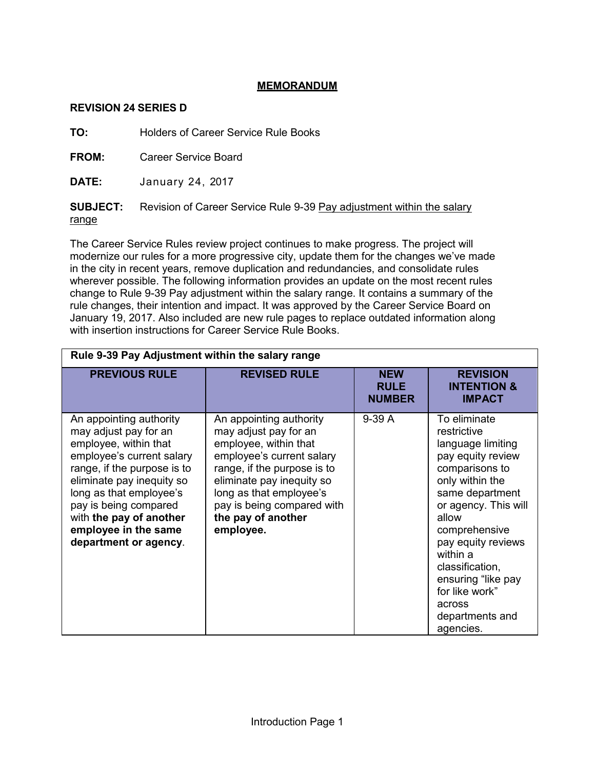# MEMORANDUM

**REVISION 24 SERIES D**

**TO:** Holders of Career Service Rule Books

**FROM:** Career Service Board

**DATE:** January 24, 2017

**SUBJECT:** Revision of Career Service Rule 9-39 Pay adjustment within the salary range

The Career Service Rules review project continues to make progress. The project will modernize our rules for a more progressive city, update them for the changes we've made in the city in recent years, remove duplication and redundancies, and consolidate rules wherever possible. The following information provides an update on the most recent rules change to Rule 9-39 Pay adjustment within the salary range. It contains a summary of the rule changes, their intention and impact. It was approved by the Career Service Board on January 19, 2017. Also included are new rule pages to replace outdated information along with insertion instructions for Career Service Rule Books.

| **Rule 9-39 Pay Adjustment within the salary range** | | | |
|---|---|---|---|
| **PREVIOUS RULE** | **REVISED RULE** | **NEW RULE NUMBER** | **REVISION INTENTION & IMPACT** |
| An appointing authority may adjust pay for an employee, within that employee's current salary range, if the purpose is to eliminate pay inequity so long as that employee's pay is being compared with **the pay of another employee in the same department or agency**. | An appointing authority may adjust pay for an employee, within that employee's current salary range, if the purpose is to eliminate pay inequity so long as that employee's pay is being compared with **the pay of another employee.** | 9-39 A | To eliminate restrictive language limiting pay equity review comparisons to only within the same department or agency. This will allow comprehensive pay equity reviews within a classification, ensuring "like pay for like work" across departments and agencies. |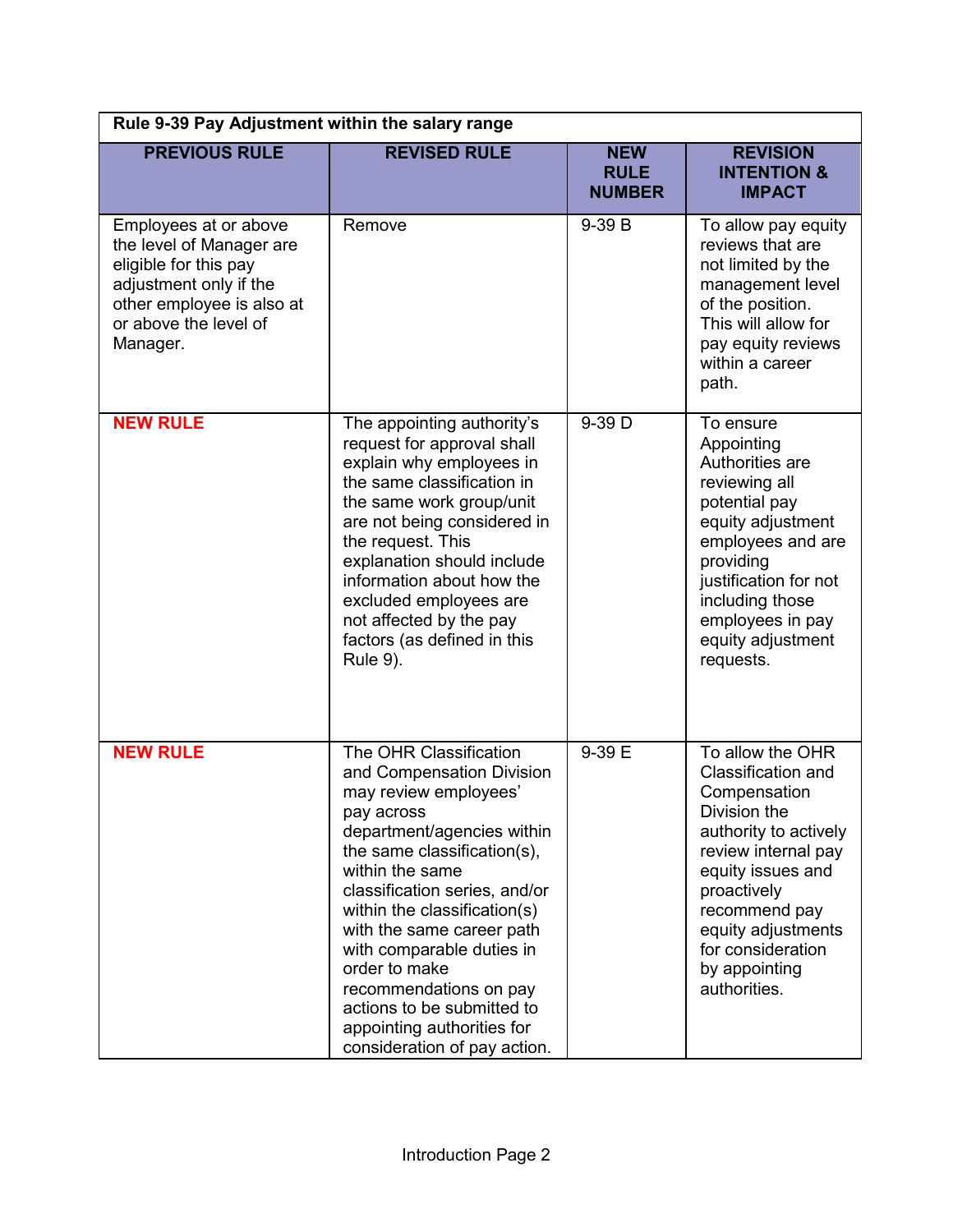| Rule 9-39 Pay Adjustment within the salary range | | | |
|---|---|---|---|
| **PREVIOUS RULE** | **REVISED RULE** | **NEW RULE NUMBER** | **REVISION INTENTION & IMPACT** |
| Employees at or above the level of Manager are eligible for this pay adjustment only if the other employee is also at or above the level of Manager. | Remove | 9-39 B | To allow pay equity reviews that are not limited by the management level of the position. This will allow for pay equity reviews within a career path. |
| **NEW RULE** | The appointing authority's request for approval shall explain why employees in the same classification in the same work group/unit are not being considered in the request. This explanation should include information about how the excluded employees are not affected by the pay factors (as defined in this Rule 9). | 9-39 D | To ensure Appointing Authorities are reviewing all potential pay equity adjustment employees and are providing justification for not including those employees in pay equity adjustment requests. |
| **NEW RULE** | The OHR Classification and Compensation Division may review employees' pay across department/agencies within the same classification(s), within the same classification series, and/or within the classification(s) with the same career path with comparable duties in order to make recommendations on pay actions to be submitted to appointing authorities for consideration of pay action. | 9-39 E | To allow the OHR Classification and Compensation Division the authority to actively review internal pay equity issues and proactively recommend pay equity adjustments for consideration by appointing authorities. |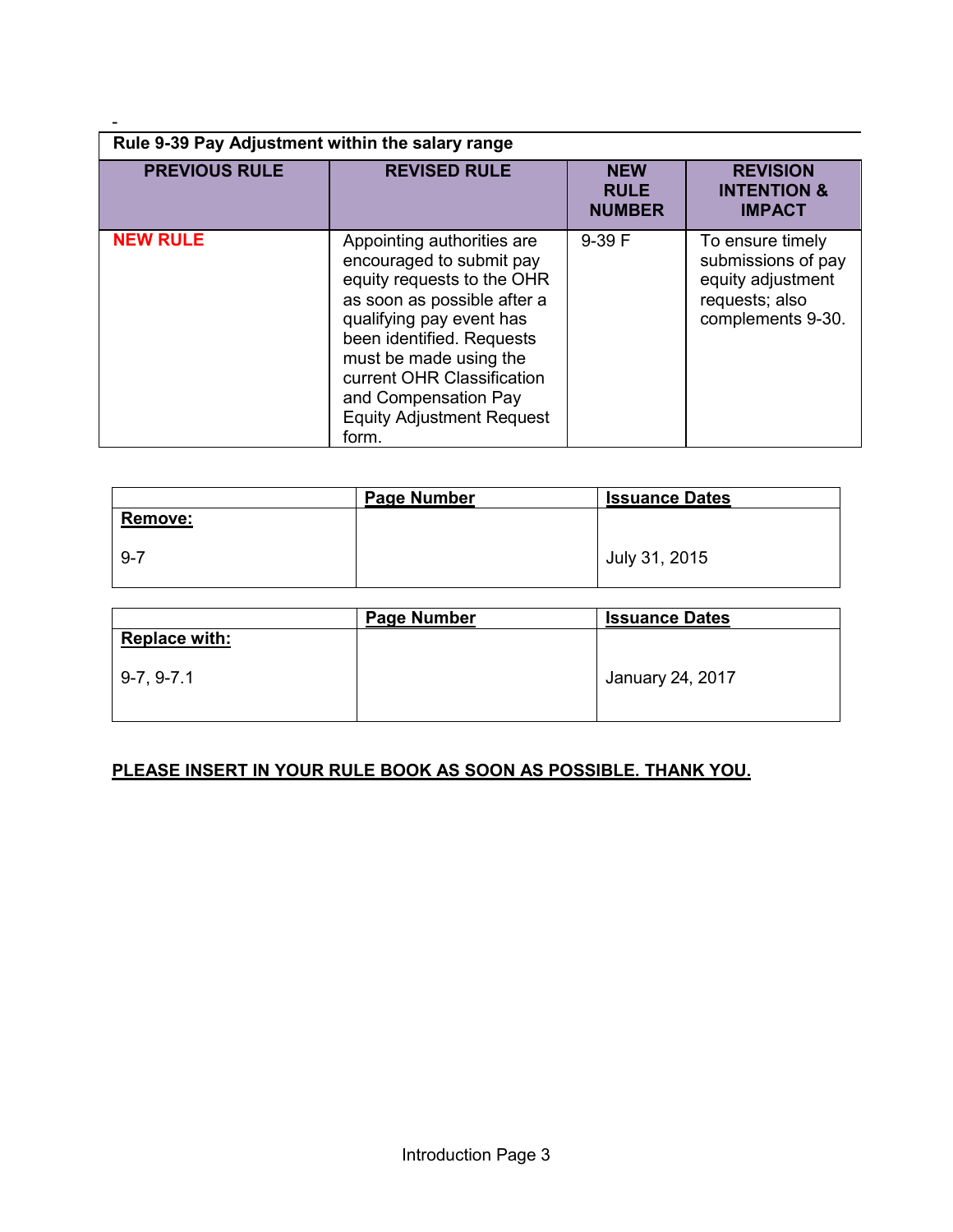-

| Rule 9-39 Pay Adjustment within the salary range | | | |
|---|---|---|---|
| **PREVIOUS RULE** | **REVISED RULE** | **NEW RULE NUMBER** | **REVISION INTENTION & IMPACT** |
| **NEW RULE** | Appointing authorities are encouraged to submit pay equity requests to the OHR as soon as possible after a qualifying pay event has been identified. Requests must be made using the current OHR Classification and Compensation Pay Equity Adjustment Request form. | 9-39 F | To ensure timely submissions of pay equity adjustment requests; also complements 9-30. |

| | **Page Number** | **Issuance Dates** |
|---|---|---|
| **Remove:**<br><br>9-7 | | July 31, 2015 |

| | **Page Number** | **Issuance Dates** |
|---|---|---|
| **Replace with:**<br><br>9-7, 9-7.1 | | January 24, 2017 |

**PLEASE INSERT IN YOUR RULE BOOK AS SOON AS POSSIBLE. THANK YOU.**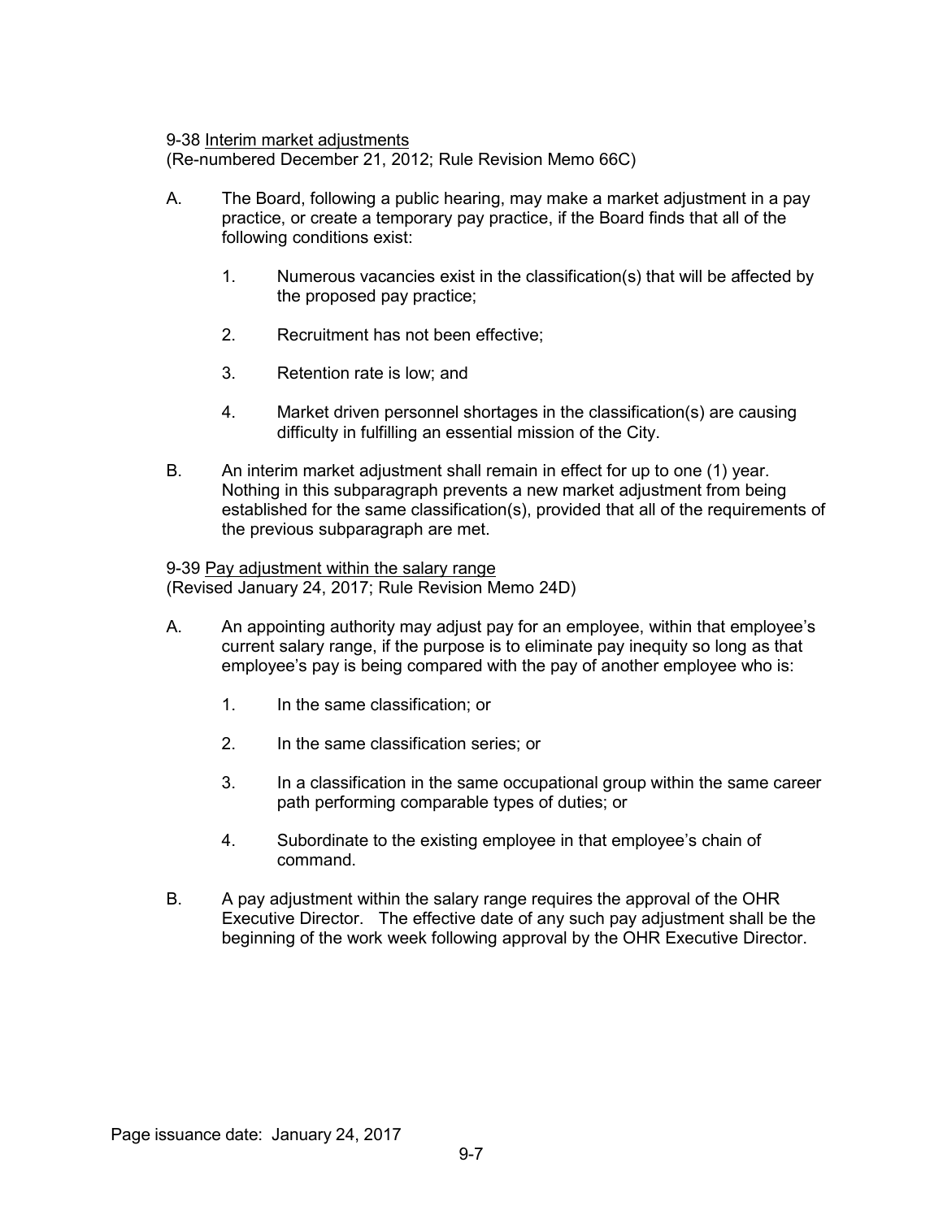9-38 Interim market adjustments
(Re-numbered December 21, 2012; Rule Revision Memo 66C)

A. The Board, following a public hearing, may make a market adjustment in a pay practice, or create a temporary pay practice, if the Board finds that all of the following conditions exist:

   1. Numerous vacancies exist in the classification(s) that will be affected by the proposed pay practice;

   2. Recruitment has not been effective;

   3. Retention rate is low; and

   4. Market driven personnel shortages in the classification(s) are causing difficulty in fulfilling an essential mission of the City.

B. An interim market adjustment shall remain in effect for up to one (1) year. Nothing in this subparagraph prevents a new market adjustment from being established for the same classification(s), provided that all of the requirements of the previous subparagraph are met.

9-39 Pay adjustment within the salary range
(Revised January 24, 2017; Rule Revision Memo 24D)

A. An appointing authority may adjust pay for an employee, within that employee's current salary range, if the purpose is to eliminate pay inequity so long as that employee's pay is being compared with the pay of another employee who is:

   1. In the same classification; or

   2. In the same classification series; or

   3. In a classification in the same occupational group within the same career path performing comparable types of duties; or

   4. Subordinate to the existing employee in that employee's chain of command.

B. A pay adjustment within the salary range requires the approval of the OHR Executive Director. The effective date of any such pay adjustment shall be the beginning of the work week following approval by the OHR Executive Director.

Page issuance date: January 24, 2017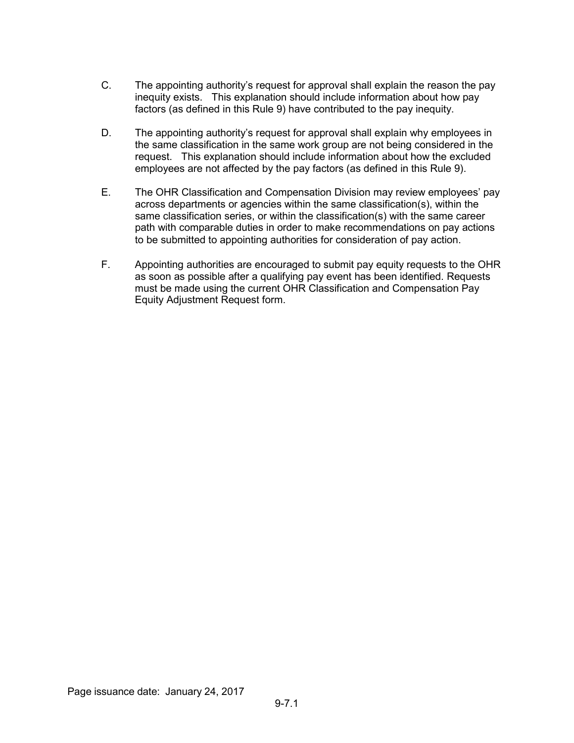C. The appointing authority's request for approval shall explain the reason the pay inequity exists. This explanation should include information about how pay factors (as defined in this Rule 9) have contributed to the pay inequity.

D. The appointing authority's request for approval shall explain why employees in the same classification in the same work group are not being considered in the request. This explanation should include information about how the excluded employees are not affected by the pay factors (as defined in this Rule 9).

E. The OHR Classification and Compensation Division may review employees' pay across departments or agencies within the same classification(s), within the same classification series, or within the classification(s) with the same career path with comparable duties in order to make recommendations on pay actions to be submitted to appointing authorities for consideration of pay action.

F. Appointing authorities are encouraged to submit pay equity requests to the OHR as soon as possible after a qualifying pay event has been identified. Requests must be made using the current OHR Classification and Compensation Pay Equity Adjustment Request form.

Page issuance date: January 24, 2017